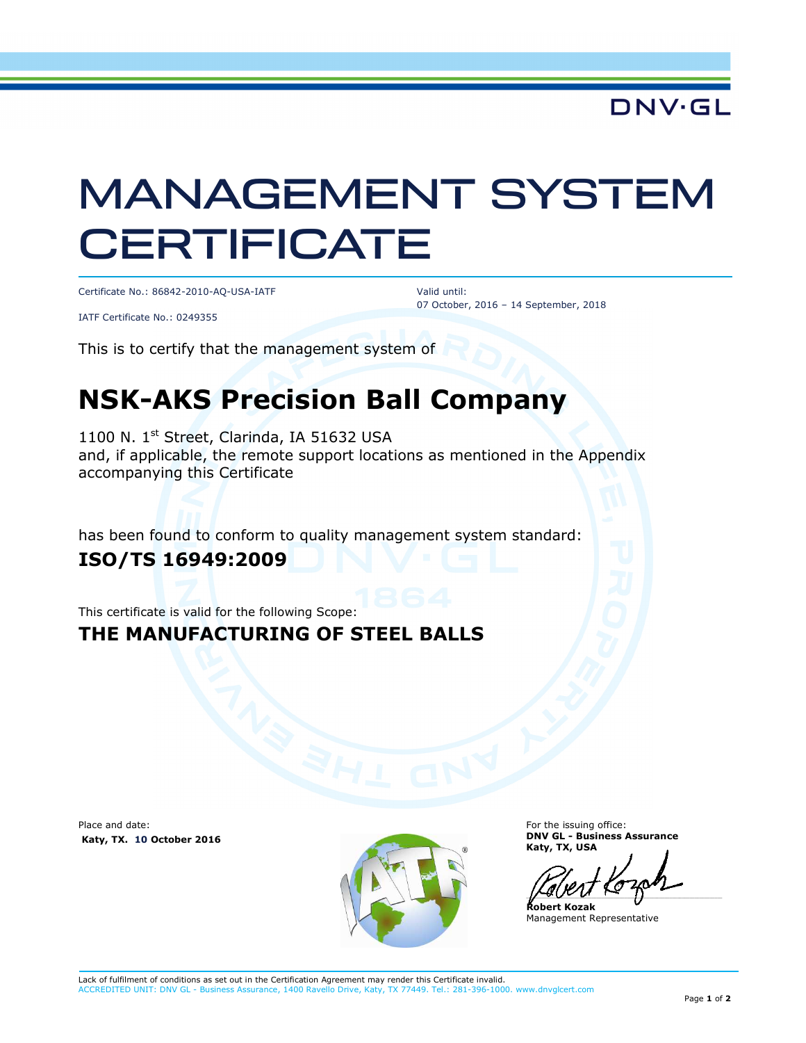DNV·GL

# MANAGEMENT SYSTEM CERTIFICATE

Certificate No.: 86842-2010-AQ-USA-IATF

IATF Certificate No.: 0249355

Valid until:
07 October, 2016 – 14 September, 2018

This is to certify that the management system of

## NSK-AKS Precision Ball Company

1100 N. 1st Street, Clarinda, IA 51632 USA
and, if applicable, the remote support locations as mentioned in the Appendix accompanying this Certificate

has been found to conform to quality management system standard:

**ISO/TS 16949:2009**

This certificate is valid for the following Scope:

**THE MANUFACTURING OF STEEL BALLS**

Place and date:
**Katy, TX. 10 October 2016**

For the issuing office:
**DNV GL - Business Assurance**
**Katy, TX, USA**

**Robert Kozak**
Management Representative

Lack of fulfilment of conditions as set out in the Certification Agreement may render this Certificate invalid.
ACCREDITED UNIT: DNV GL - Business Assurance, 1400 Ravello Drive, Katy, TX 77449. Tel.: 281-396-1000. www.dnvglcert.com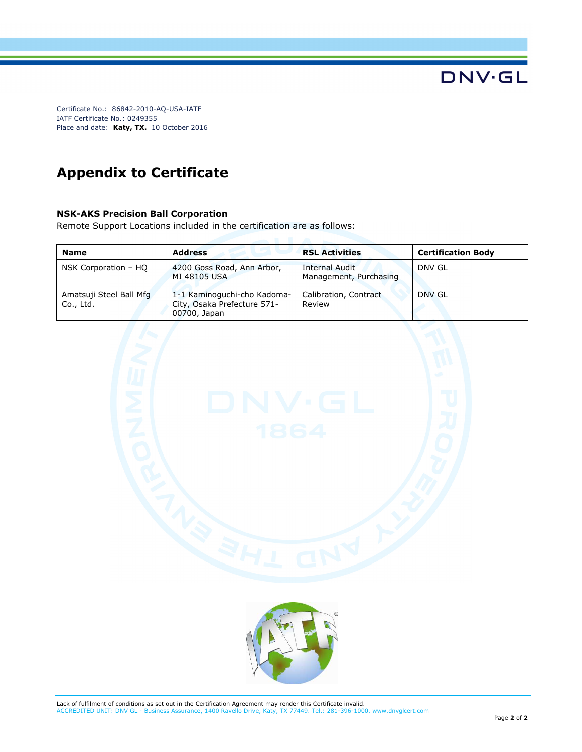Certificate No.: 86842-2010-AQ-USA-IATF
IATF Certificate No.: 0249355
Place and date: **Katy, TX.** 10 October 2016

# Appendix to Certificate

**NSK-AKS Precision Ball Corporation**

Remote Support Locations included in the certification are as follows:

| Name | Address | RSL Activities | Certification Body |
|---|---|---|---|
| NSK Corporation – HQ | 4200 Goss Road, Ann Arbor, MI 48105 USA | Internal Audit Management, Purchasing | DNV GL |
| Amatsuji Steel Ball Mfg Co., Ltd. | 1-1 Kaminoguchi-cho Kadoma-City, Osaka Prefecture 571-00700, Japan | Calibration, Contract Review | DNV GL |

Lack of fulfilment of conditions as set out in the Certification Agreement may render this Certificate invalid.
ACCREDITED UNIT: DNV GL - Business Assurance, 1400 Ravello Drive, Katy, TX 77449. Tel.: 281-396-1000. www.dnvglcert.com